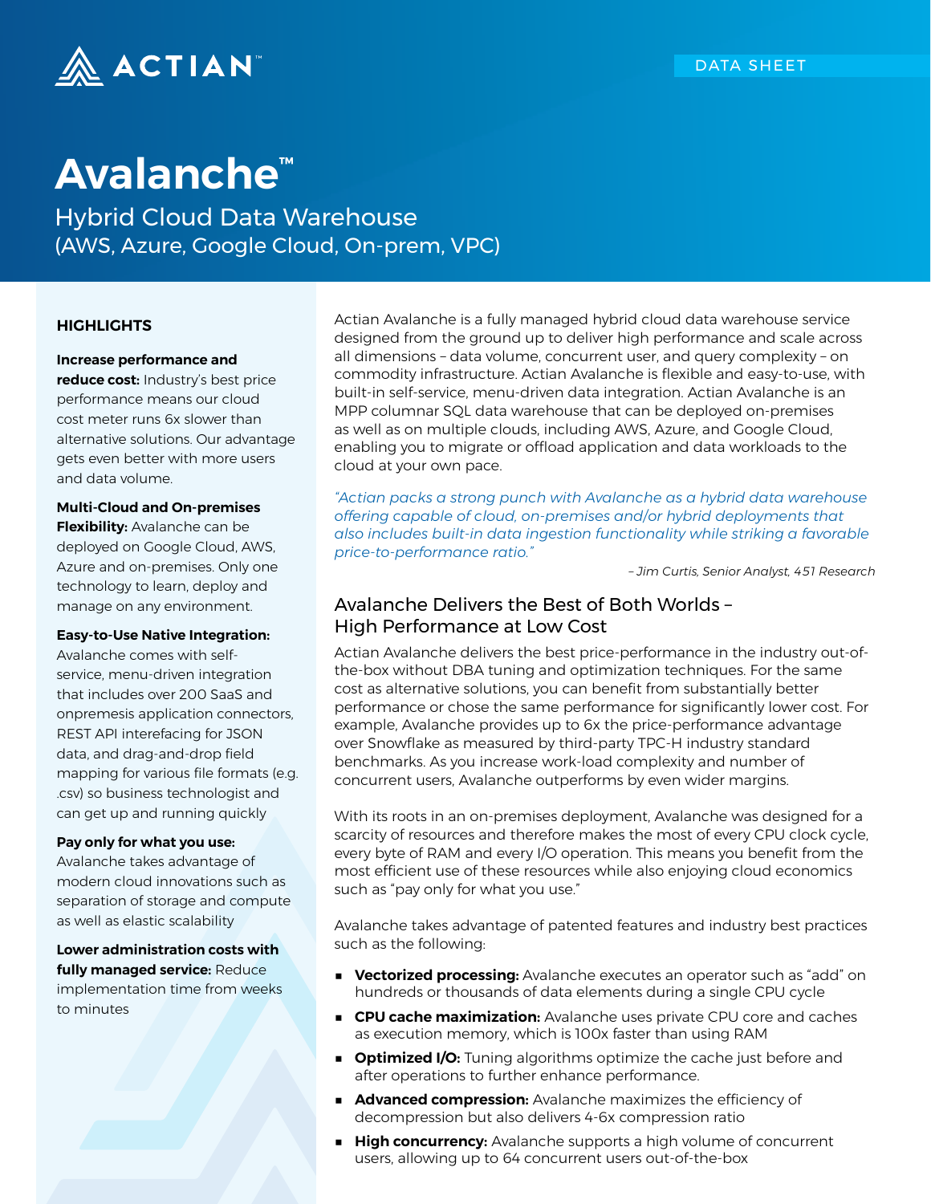ACTIAN™

DATA SHEET

# Avalanche™

## Hybrid Cloud Data Warehouse
(AWS, Azure, Google Cloud, On-prem, VPC)

### HIGHLIGHTS

**Increase performance and reduce cost:** Industry's best price performance means our cloud cost meter runs 6x slower than alternative solutions. Our advantage gets even better with more users and data volume.

**Multi-Cloud and On-premises Flexibility:** Avalanche can be deployed on Google Cloud, AWS, Azure and on-premises. Only one technology to learn, deploy and manage on any environment.

**Easy-to-Use Native Integration:** Avalanche comes with self-service, menu-driven integration that includes over 200 SaaS and onpremesis application connectors, REST API interefacing for JSON data, and drag-and-drop field mapping for various file formats (e.g. .csv) so business technologist and can get up and running quickly

**Pay only for what you use:** Avalanche takes advantage of modern cloud innovations such as separation of storage and compute as well as elastic scalability

**Lower administration costs with fully managed service:** Reduce implementation time from weeks to minutes

Actian Avalanche is a fully managed hybrid cloud data warehouse service designed from the ground up to deliver high performance and scale across all dimensions – data volume, concurrent user, and query complexity – on commodity infrastructure. Actian Avalanche is flexible and easy-to-use, with built-in self-service, menu-driven data integration. Actian Avalanche is an MPP columnar SQL data warehouse that can be deployed on-premises as well as on multiple clouds, including AWS, Azure, and Google Cloud, enabling you to migrate or offload application and data workloads to the cloud at your own pace.

*"Actian packs a strong punch with Avalanche as a hybrid data warehouse offering capable of cloud, on-premises and/or hybrid deployments that also includes built-in data ingestion functionality while striking a favorable price-to-performance ratio."*

*– Jim Curtis, Senior Analyst, 451 Research*

## Avalanche Delivers the Best of Both Worlds – High Performance at Low Cost

Actian Avalanche delivers the best price-performance in the industry out-of-the-box without DBA tuning and optimization techniques. For the same cost as alternative solutions, you can benefit from substantially better performance or chose the same performance for significantly lower cost. For example, Avalanche provides up to 6x the price-performance advantage over Snowflake as measured by third-party TPC-H industry standard benchmarks. As you increase work-load complexity and number of concurrent users, Avalanche outperforms by even wider margins.

With its roots in an on-premises deployment, Avalanche was designed for a scarcity of resources and therefore makes the most of every CPU clock cycle, every byte of RAM and every I/O operation. This means you benefit from the most efficient use of these resources while also enjoying cloud economics such as "pay only for what you use."

Avalanche takes advantage of patented features and industry best practices such as the following:

- **Vectorized processing:** Avalanche executes an operator such as "add" on hundreds or thousands of data elements during a single CPU cycle
- **CPU cache maximization:** Avalanche uses private CPU core and caches as execution memory, which is 100x faster than using RAM
- **Optimized I/O:** Tuning algorithms optimize the cache just before and after operations to further enhance performance.
- **Advanced compression:** Avalanche maximizes the efficiency of decompression but also delivers 4-6x compression ratio
- **High concurrency:** Avalanche supports a high volume of concurrent users, allowing up to 64 concurrent users out-of-the-box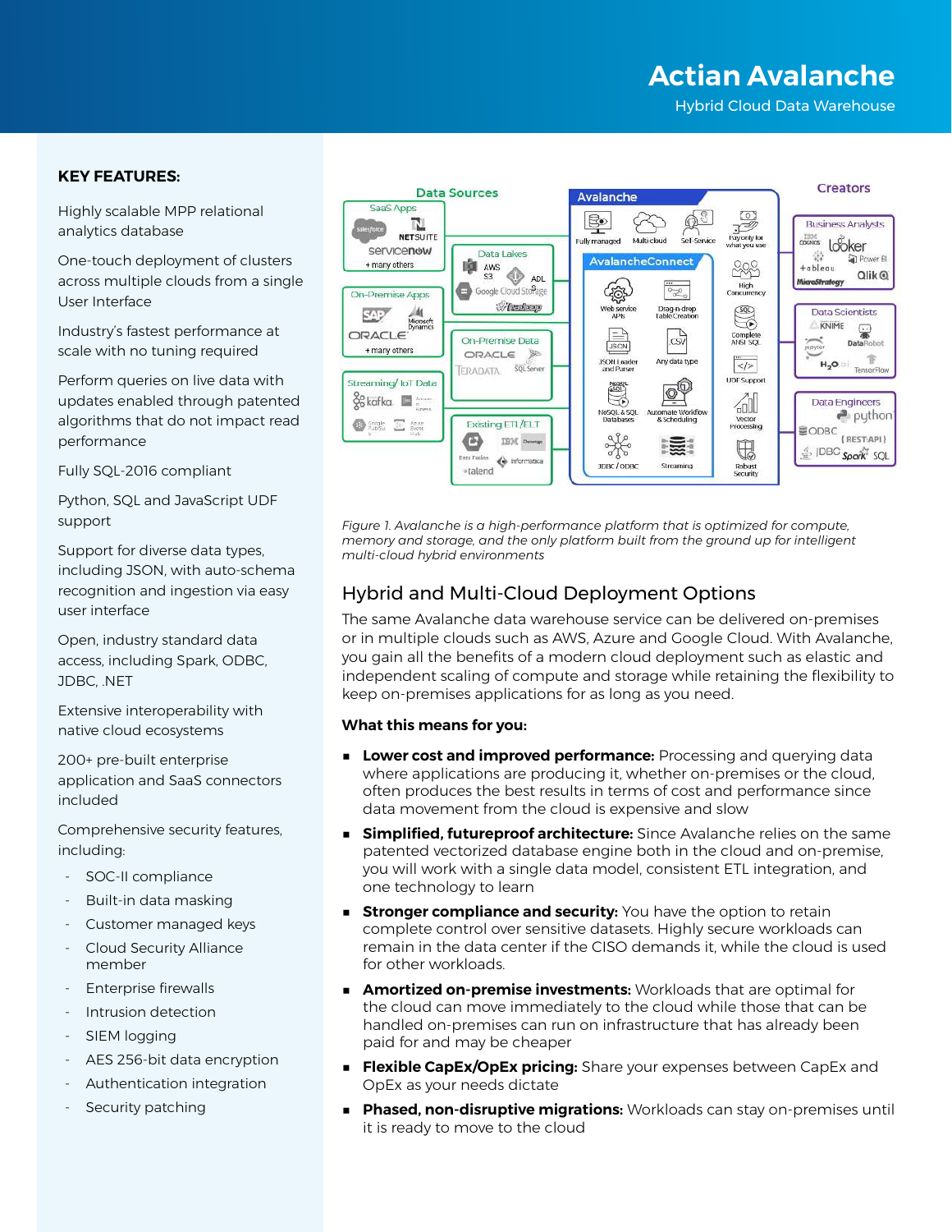# Actian Avalanche

Hybrid Cloud Data Warehouse

## KEY FEATURES:

Highly scalable MPP relational analytics database

One-touch deployment of clusters across multiple clouds from a single User Interface

Industry's fastest performance at scale with no tuning required

Perform queries on live data with updates enabled through patented algorithms that do not impact read performance

Fully SQL-2016 compliant

Python, SQL and JavaScript UDF support

Support for diverse data types, including JSON, with auto-schema recognition and ingestion via easy user interface

Open, industry standard data access, including Spark, ODBC, JDBC, .NET

Extensive interoperability with native cloud ecosystems

200+ pre-built enterprise application and SaaS connectors included

Comprehensive security features, including:

- SOC-II compliance
- Built-in data masking
- Customer managed keys
- Cloud Security Alliance member
- Enterprise firewalls
- Intrusion detection
- SIEM logging
- AES 256-bit data encryption
- Authentication integration
- Security patching

*Figure 1. Avalanche is a high-performance platform that is optimized for compute, memory and storage, and the only platform built from the ground up for intelligent multi-cloud hybrid environments*

## Hybrid and Multi-Cloud Deployment Options

The same Avalanche data warehouse service can be delivered on-premises or in multiple clouds such as AWS, Azure and Google Cloud. With Avalanche, you gain all the benefits of a modern cloud deployment such as elastic and independent scaling of compute and storage while retaining the flexibility to keep on-premises applications for as long as you need.

**What this means for you:**

- **Lower cost and improved performance:** Processing and querying data where applications are producing it, whether on-premises or the cloud, often produces the best results in terms of cost and performance since data movement from the cloud is expensive and slow
- **Simplified, futureproof architecture:** Since Avalanche relies on the same patented vectorized database engine both in the cloud and on-premise, you will work with a single data model, consistent ETL integration, and one technology to learn
- **Stronger compliance and security:** You have the option to retain complete control over sensitive datasets. Highly secure workloads can remain in the data center if the CISO demands it, while the cloud is used for other workloads.
- **Amortized on-premise investments:** Workloads that are optimal for the cloud can move immediately to the cloud while those that can be handled on-premises can run on infrastructure that has already been paid for and may be cheaper
- **Flexible CapEx/OpEx pricing:** Share your expenses between CapEx and OpEx as your needs dictate
- **Phased, non-disruptive migrations:** Workloads can stay on-premises until it is ready to move to the cloud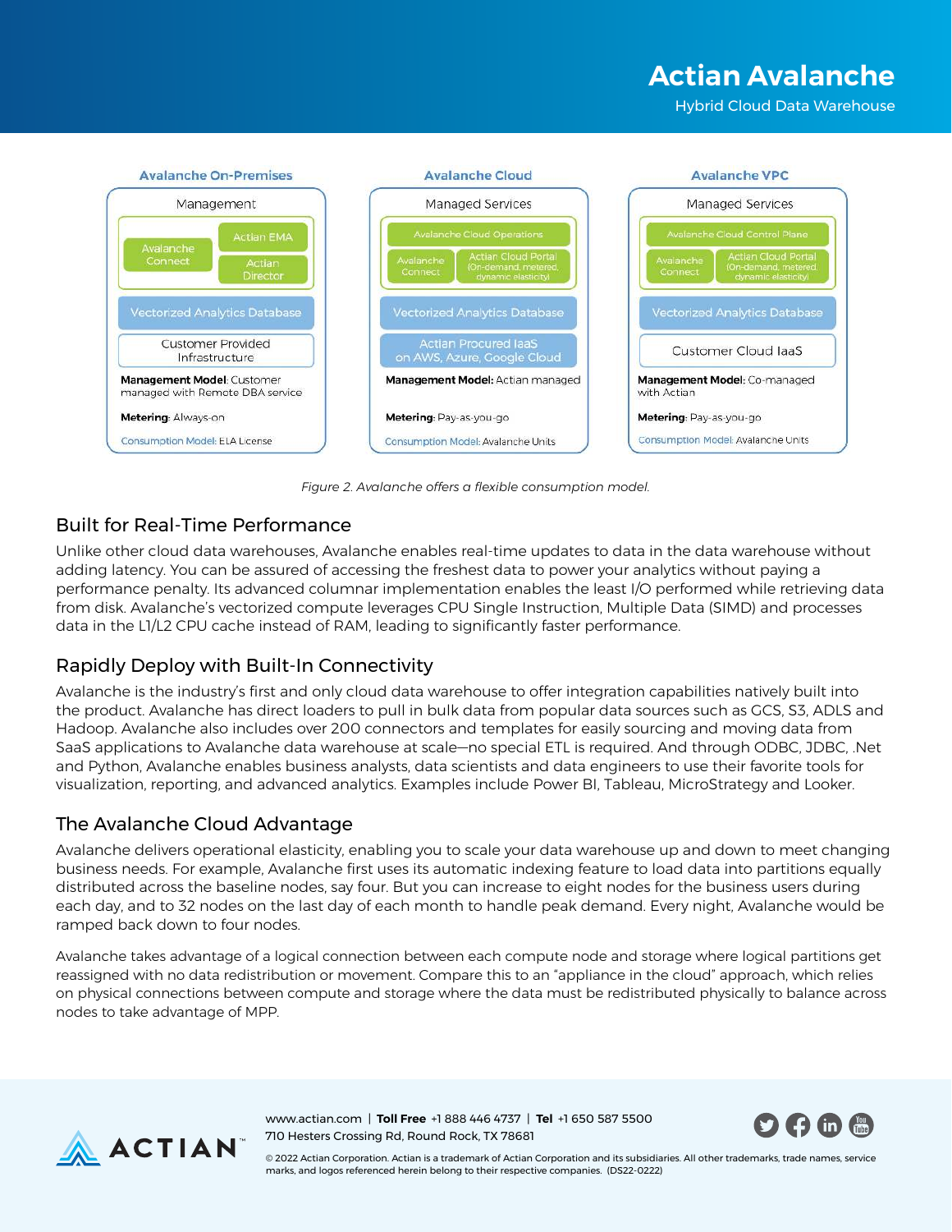# Actian Avalanche

Hybrid Cloud Data Warehouse

**Avalanche On-Premises**

Management

Avalanche Connect

Actian EMA

Actian Director

Vectorized Analytics Database

Customer Provided Infrastructure

**Management Model**: Customer managed with Remote DBA service

**Metering**: Always-on

Consumption Model: ELA License

**Avalanche Cloud**

Managed Services

Avalanche Cloud Operations

Avalanche Connect

Actian Cloud Portal (On-demand, metered, dynamic elasticity)

Vectorized Analytics Database

Actian Procured IaaS on AWS, Azure, Google Cloud

**Management Model:** Actian managed

**Metering**: Pay-as-you-go

Consumption Model: Avalanche Units

**Avalanche VPC**

Managed Services

Avalanche Cloud Control Plane

Avalanche Connect

Actian Cloud Portal (On-demand, metered, dynamic elasticity)

Vectorized Analytics Database

Customer Cloud IaaS

**Management Model**: Co-managed with Actian

**Metering**: Pay-as-you-go

Consumption Model: Avalanche Units

*Figure 2. Avalanche offers a flexible consumption model.*

## Built for Real-Time Performance

Unlike other cloud data warehouses, Avalanche enables real-time updates to data in the data warehouse without adding latency. You can be assured of accessing the freshest data to power your analytics without paying a performance penalty. Its advanced columnar implementation enables the least I/O performed while retrieving data from disk. Avalanche's vectorized compute leverages CPU Single Instruction, Multiple Data (SIMD) and processes data in the L1/L2 CPU cache instead of RAM, leading to significantly faster performance.

## Rapidly Deploy with Built-In Connectivity

Avalanche is the industry's first and only cloud data warehouse to offer integration capabilities natively built into the product. Avalanche has direct loaders to pull in bulk data from popular data sources such as GCS, S3, ADLS and Hadoop. Avalanche also includes over 200 connectors and templates for easily sourcing and moving data from SaaS applications to Avalanche data warehouse at scale—no special ETL is required. And through ODBC, JDBC, .Net and Python, Avalanche enables business analysts, data scientists and data engineers to use their favorite tools for visualization, reporting, and advanced analytics. Examples include Power BI, Tableau, MicroStrategy and Looker.

## The Avalanche Cloud Advantage

Avalanche delivers operational elasticity, enabling you to scale your data warehouse up and down to meet changing business needs. For example, Avalanche first uses its automatic indexing feature to load data into partitions equally distributed across the baseline nodes, say four. But you can increase to eight nodes for the business users during each day, and to 32 nodes on the last day of each month to handle peak demand. Every night, Avalanche would be ramped back down to four nodes.

Avalanche takes advantage of a logical connection between each compute node and storage where logical partitions get reassigned with no data redistribution or movement. Compare this to an "appliance in the cloud" approach, which relies on physical connections between compute and storage where the data must be redistributed physically to balance across nodes to take advantage of MPP.

ACTIAN™

www.actian.com | **Toll Free** +1 888 446 4737 | **Tel** +1 650 587 5500

710 Hesters Crossing Rd, Round Rock, TX 78681

© 2022 Actian Corporation. Actian is a trademark of Actian Corporation and its subsidiaries. All other trademarks, trade names, service marks, and logos referenced herein belong to their respective companies. (DS22-0222)